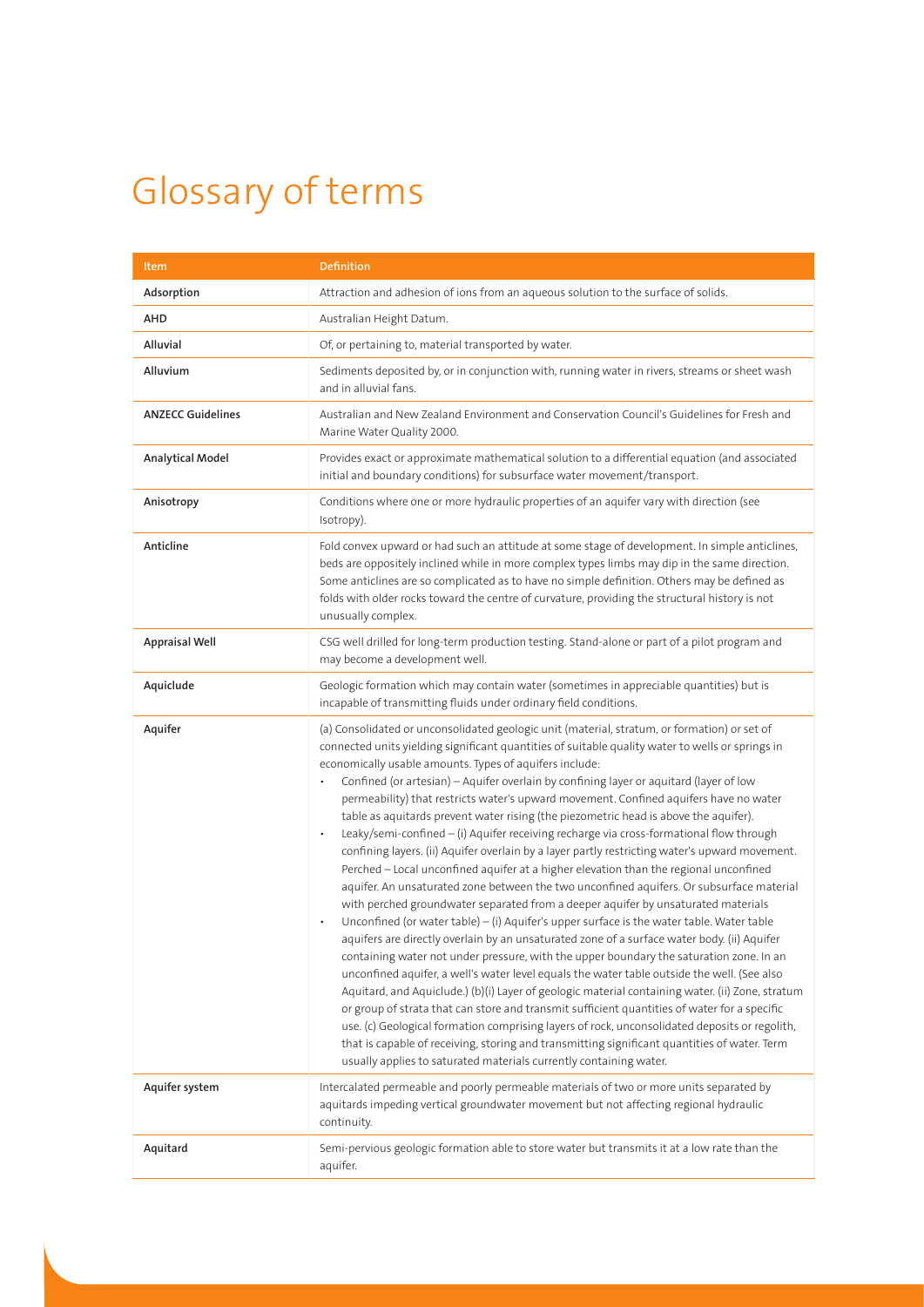# Glossary of terms

| Item | Definition |
|---|---|
| **Adsorption** | Attraction and adhesion of ions from an aqueous solution to the surface of solids. |
| **AHD** | Australian Height Datum. |
| **Alluvial** | Of, or pertaining to, material transported by water. |
| **Alluvium** | Sediments deposited by, or in conjunction with, running water in rivers, streams or sheet wash and in alluvial fans. |
| **ANZECC Guidelines** | Australian and New Zealand Environment and Conservation Council's Guidelines for Fresh and Marine Water Quality 2000. |
| **Analytical Model** | Provides exact or approximate mathematical solution to a differential equation (and associated initial and boundary conditions) for subsurface water movement/transport. |
| **Anisotropy** | Conditions where one or more hydraulic properties of an aquifer vary with direction (see Isotropy). |
| **Anticline** | Fold convex upward or had such an attitude at some stage of development. In simple anticlines, beds are oppositely inclined while in more complex types limbs may dip in the same direction. Some anticlines are so complicated as to have no simple definition. Others may be defined as folds with older rocks toward the centre of curvature, providing the structural history is not unusually complex. |
| **Appraisal Well** | CSG well drilled for long-term production testing. Stand-alone or part of a pilot program and may become a development well. |
| **Aquiclude** | Geologic formation which may contain water (sometimes in appreciable quantities) but is incapable of transmitting fluids under ordinary field conditions. |
| **Aquifer** | (a) Consolidated or unconsolidated geologic unit (material, stratum, or formation) or set of connected units yielding significant quantities of suitable quality water to wells or springs in economically usable amounts. Types of aquifers include: <br>• Confined (or artesian) – Aquifer overlain by confining layer or aquitard (layer of low permeability) that restricts water's upward movement. Confined aquifers have no water table as aquitards prevent water rising (the piezometric head is above the aquifer). <br>• Leaky/semi-confined – (i) Aquifer receiving recharge via cross-formational flow through confining layers. (ii) Aquifer overlain by a layer partly restricting water's upward movement. Perched – Local unconfined aquifer at a higher elevation than the regional unconfined aquifer. An unsaturated zone between the two unconfined aquifers. Or subsurface material with perched groundwater separated from a deeper aquifer by unsaturated materials <br>• Unconfined (or water table) – (i) Aquifer's upper surface is the water table. Water table aquifers are directly overlain by an unsaturated zone of a surface water body. (ii) Aquifer containing water not under pressure, with the upper boundary the saturation zone. In an unconfined aquifer, a well's water level equals the water table outside the well. (See also Aquitard, and Aquiclude.) (b)(i) Layer of geologic material containing water. (ii) Zone, stratum or group of strata that can store and transmit sufficient quantities of water for a specific use. (c) Geological formation comprising layers of rock, unconsolidated deposits or regolith, that is capable of receiving, storing and transmitting significant quantities of water. Term usually applies to saturated materials currently containing water. |
| **Aquifer system** | Intercalated permeable and poorly permeable materials of two or more units separated by aquitards impeding vertical groundwater movement but not affecting regional hydraulic continuity. |
| **Aquitard** | Semi-pervious geologic formation able to store water but transmits it at a low rate than the aquifer. |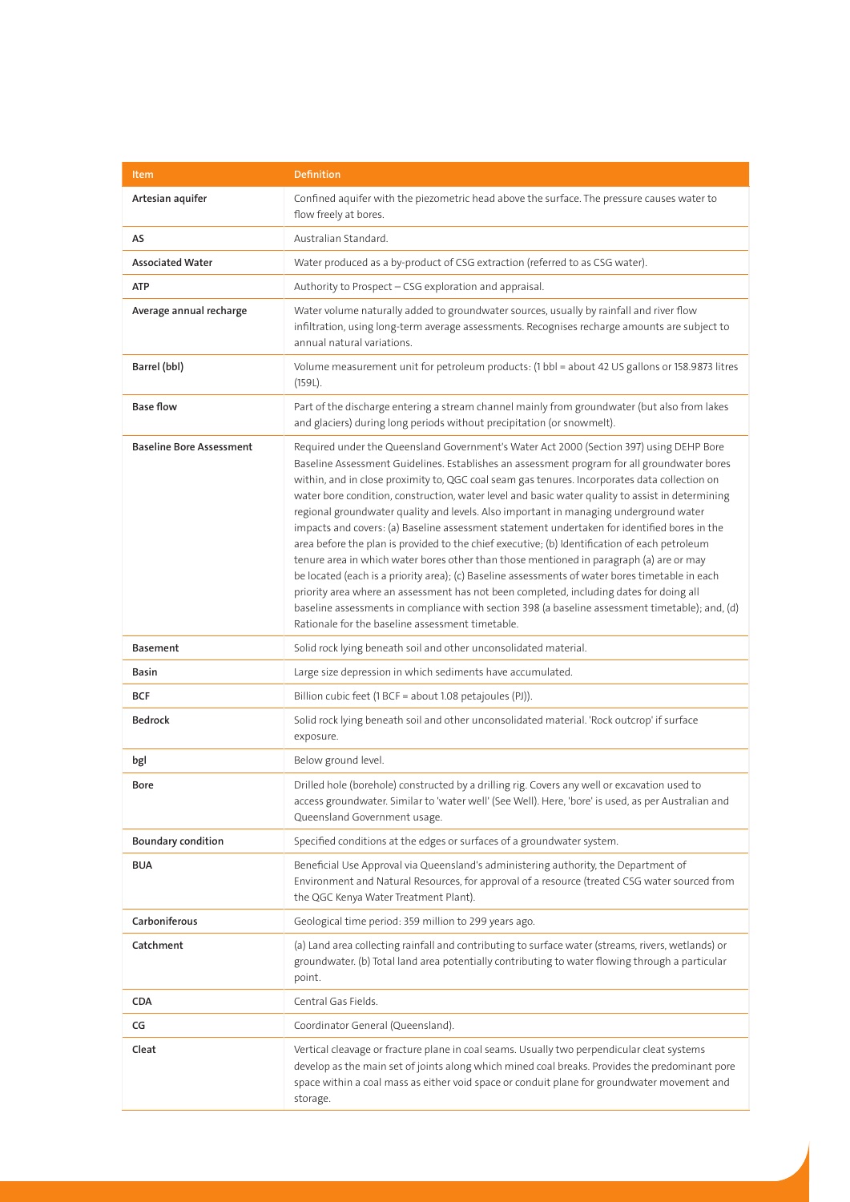| Item | Definition |
| --- | --- |
| **Artesian aquifer** | Confined aquifer with the piezometric head above the surface. The pressure causes water to flow freely at bores. |
| **AS** | Australian Standard. |
| **Associated Water** | Water produced as a by-product of CSG extraction (referred to as CSG water). |
| **ATP** | Authority to Prospect – CSG exploration and appraisal. |
| **Average annual recharge** | Water volume naturally added to groundwater sources, usually by rainfall and river flow infiltration, using long-term average assessments. Recognises recharge amounts are subject to annual natural variations. |
| **Barrel (bbl)** | Volume measurement unit for petroleum products: (1 bbl = about 42 US gallons or 158.9873 litres (159L). |
| **Base flow** | Part of the discharge entering a stream channel mainly from groundwater (but also from lakes and glaciers) during long periods without precipitation (or snowmelt). |
| **Baseline Bore Assessment** | Required under the Queensland Government's Water Act 2000 (Section 397) using DEHP Bore Baseline Assessment Guidelines. Establishes an assessment program for all groundwater bores within, and in close proximity to, QGC coal seam gas tenures. Incorporates data collection on water bore condition, construction, water level and basic water quality to assist in determining regional groundwater quality and levels. Also important in managing underground water impacts and covers: (a) Baseline assessment statement undertaken for identified bores in the area before the plan is provided to the chief executive; (b) Identification of each petroleum tenure area in which water bores other than those mentioned in paragraph (a) are or may be located (each is a priority area); (c) Baseline assessments of water bores timetable in each priority area where an assessment has not been completed, including dates for doing all baseline assessments in compliance with section 398 (a baseline assessment timetable); and, (d) Rationale for the baseline assessment timetable. |
| **Basement** | Solid rock lying beneath soil and other unconsolidated material. |
| **Basin** | Large size depression in which sediments have accumulated. |
| **BCF** | Billion cubic feet (1 BCF = about 1.08 petajoules (PJ)). |
| **Bedrock** | Solid rock lying beneath soil and other unconsolidated material. 'Rock outcrop' if surface exposure. |
| **bgl** | Below ground level. |
| **Bore** | Drilled hole (borehole) constructed by a drilling rig. Covers any well or excavation used to access groundwater. Similar to 'water well' (See Well). Here, 'bore' is used, as per Australian and Queensland Government usage. |
| **Boundary condition** | Specified conditions at the edges or surfaces of a groundwater system. |
| **BUA** | Beneficial Use Approval via Queensland's administering authority, the Department of Environment and Natural Resources, for approval of a resource (treated CSG water sourced from the QGC Kenya Water Treatment Plant). |
| **Carboniferous** | Geological time period: 359 million to 299 years ago. |
| **Catchment** | (a) Land area collecting rainfall and contributing to surface water (streams, rivers, wetlands) or groundwater. (b) Total land area potentially contributing to water flowing through a particular point. |
| **CDA** | Central Gas Fields. |
| **CG** | Coordinator General (Queensland). |
| **Cleat** | Vertical cleavage or fracture plane in coal seams. Usually two perpendicular cleat systems develop as the main set of joints along which mined coal breaks. Provides the predominant pore space within a coal mass as either void space or conduit plane for groundwater movement and storage. |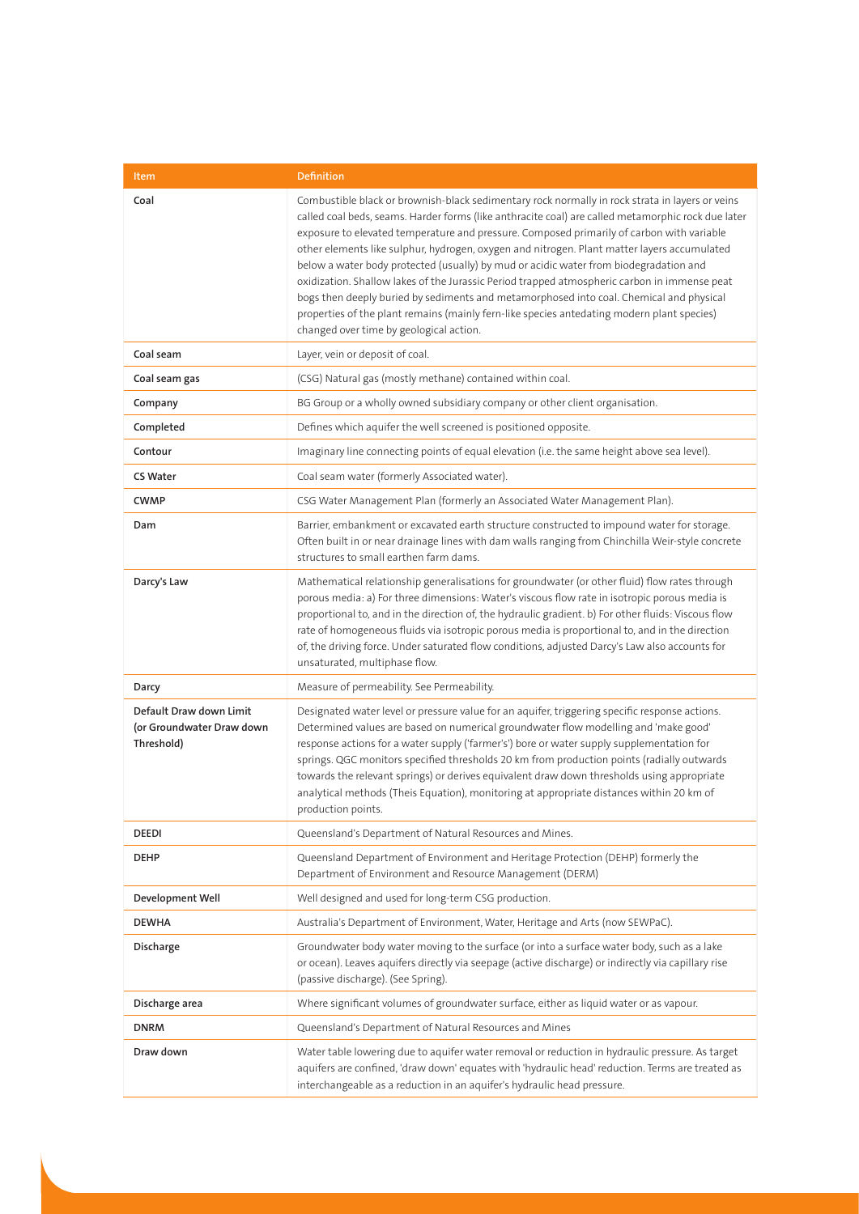| Item | Definition |
|---|---|
| **Coal** | Combustible black or brownish-black sedimentary rock normally in rock strata in layers or veins called coal beds, seams. Harder forms (like anthracite coal) are called metamorphic rock due later exposure to elevated temperature and pressure. Composed primarily of carbon with variable other elements like sulphur, hydrogen, oxygen and nitrogen. Plant matter layers accumulated below a water body protected (usually) by mud or acidic water from biodegradation and oxidization. Shallow lakes of the Jurassic Period trapped atmospheric carbon in immense peat bogs then deeply buried by sediments and metamorphosed into coal. Chemical and physical properties of the plant remains (mainly fern-like species antedating modern plant species) changed over time by geological action. |
| **Coal seam** | Layer, vein or deposit of coal. |
| **Coal seam gas** | (CSG) Natural gas (mostly methane) contained within coal. |
| **Company** | BG Group or a wholly owned subsidiary company or other client organisation. |
| **Completed** | Defines which aquifer the well screened is positioned opposite. |
| **Contour** | Imaginary line connecting points of equal elevation (i.e. the same height above sea level). |
| **CS Water** | Coal seam water (formerly Associated water). |
| **CWMP** | CSG Water Management Plan (formerly an Associated Water Management Plan). |
| **Dam** | Barrier, embankment or excavated earth structure constructed to impound water for storage. Often built in or near drainage lines with dam walls ranging from Chinchilla Weir-style concrete structures to small earthen farm dams. |
| **Darcy's Law** | Mathematical relationship generalisations for groundwater (or other fluid) flow rates through porous media: a) For three dimensions: Water's viscous flow rate in isotropic porous media is proportional to, and in the direction of, the hydraulic gradient. b) For other fluids: Viscous flow rate of homogeneous fluids via isotropic porous media is proportional to, and in the direction of, the driving force. Under saturated flow conditions, adjusted Darcy's Law also accounts for unsaturated, multiphase flow. |
| **Darcy** | Measure of permeability. See Permeability. |
| **Default Draw down Limit (or Groundwater Draw down Threshold)** | Designated water level or pressure value for an aquifer, triggering specific response actions. Determined values are based on numerical groundwater flow modelling and 'make good' response actions for a water supply ('farmer's') bore or water supply supplementation for springs. QGC monitors specified thresholds 20 km from production points (radially outwards towards the relevant springs) or derives equivalent draw down thresholds using appropriate analytical methods (Theis Equation), monitoring at appropriate distances within 20 km of production points. |
| **DEEDI** | Queensland's Department of Natural Resources and Mines. |
| **DEHP** | Queensland Department of Environment and Heritage Protection (DEHP) formerly the Department of Environment and Resource Management (DERM) |
| **Development Well** | Well designed and used for long-term CSG production. |
| **DEWHA** | Australia's Department of Environment, Water, Heritage and Arts (now SEWPaC). |
| **Discharge** | Groundwater body water moving to the surface (or into a surface water body, such as a lake or ocean). Leaves aquifers directly via seepage (active discharge) or indirectly via capillary rise (passive discharge). (See Spring). |
| **Discharge area** | Where significant volumes of groundwater surface, either as liquid water or as vapour. |
| **DNRM** | Queensland's Department of Natural Resources and Mines |
| **Draw down** | Water table lowering due to aquifer water removal or reduction in hydraulic pressure. As target aquifers are confined, 'draw down' equates with 'hydraulic head' reduction. Terms are treated as interchangeable as a reduction in an aquifer's hydraulic head pressure. |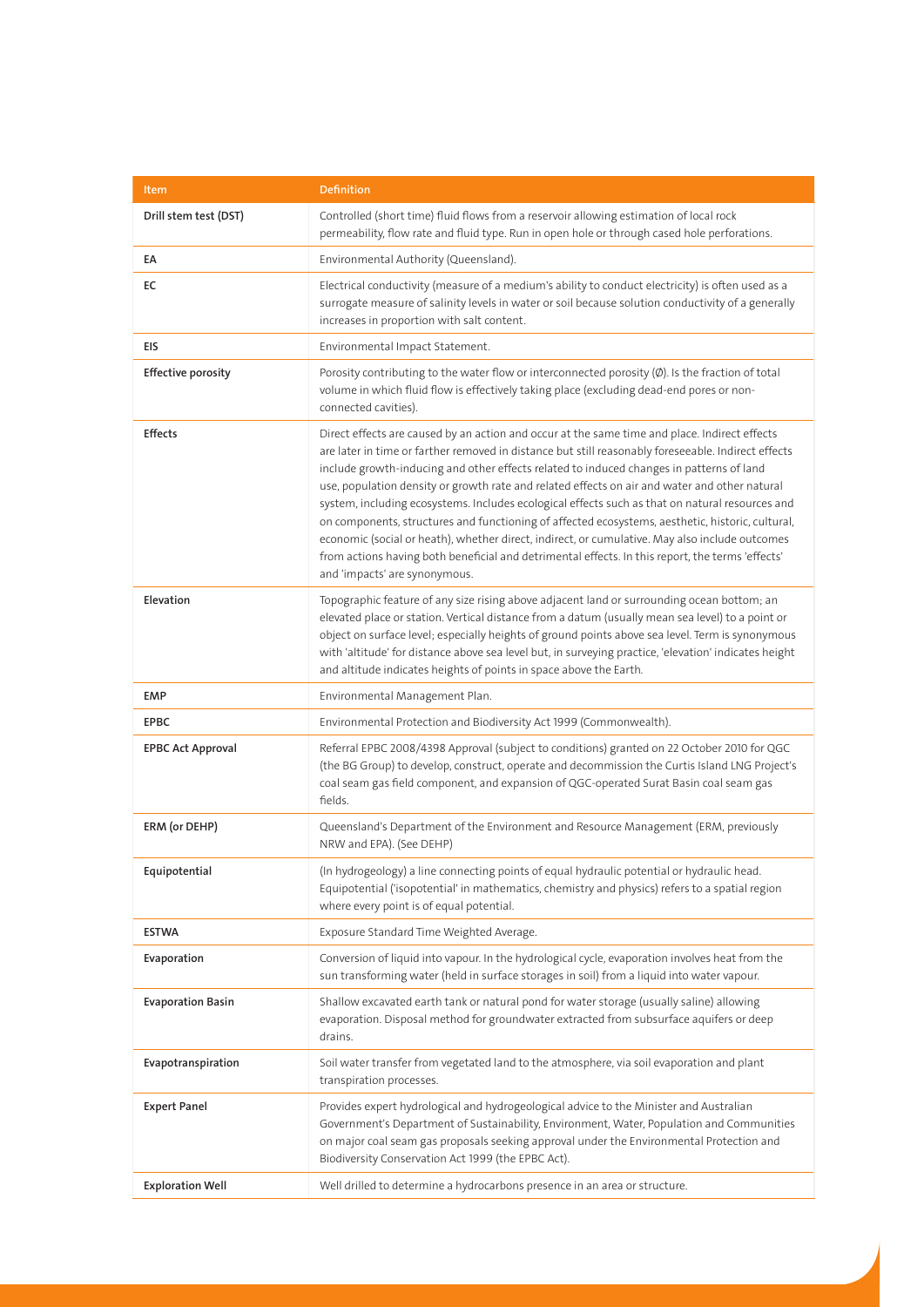| Item | Definition |
|---|---|
| **Drill stem test (DST)** | Controlled (short time) fluid flows from a reservoir allowing estimation of local rock permeability, flow rate and fluid type. Run in open hole or through cased hole perforations. |
| **EA** | Environmental Authority (Queensland). |
| **EC** | Electrical conductivity (measure of a medium's ability to conduct electricity) is often used as a surrogate measure of salinity levels in water or soil because solution conductivity of a generally increases in proportion with salt content. |
| **EIS** | Environmental Impact Statement. |
| **Effective porosity** | Porosity contributing to the water flow or interconnected porosity (Ø). Is the fraction of total volume in which fluid flow is effectively taking place (excluding dead-end pores or non-connected cavities). |
| **Effects** | Direct effects are caused by an action and occur at the same time and place. Indirect effects are later in time or farther removed in distance but still reasonably foreseeable. Indirect effects include growth-inducing and other effects related to induced changes in patterns of land use, population density or growth rate and related effects on air and water and other natural system, including ecosystems. Includes ecological effects such as that on natural resources and on components, structures and functioning of affected ecosystems, aesthetic, historic, cultural, economic (social or heath), whether direct, indirect, or cumulative. May also include outcomes from actions having both beneficial and detrimental effects. In this report, the terms 'effects' and 'impacts' are synonymous. |
| **Elevation** | Topographic feature of any size rising above adjacent land or surrounding ocean bottom; an elevated place or station. Vertical distance from a datum (usually mean sea level) to a point or object on surface level; especially heights of ground points above sea level. Term is synonymous with 'altitude' for distance above sea level but, in surveying practice, 'elevation' indicates height and altitude indicates heights of points in space above the Earth. |
| **EMP** | Environmental Management Plan. |
| **EPBC** | Environmental Protection and Biodiversity Act 1999 (Commonwealth). |
| **EPBC Act Approval** | Referral EPBC 2008/4398 Approval (subject to conditions) granted on 22 October 2010 for QGC (the BG Group) to develop, construct, operate and decommission the Curtis Island LNG Project's coal seam gas field component, and expansion of QGC-operated Surat Basin coal seam gas fields. |
| **ERM (or DEHP)** | Queensland's Department of the Environment and Resource Management (ERM, previously NRW and EPA). (See DEHP) |
| **Equipotential** | (In hydrogeology) a line connecting points of equal hydraulic potential or hydraulic head. Equipotential ('isopotential' in mathematics, chemistry and physics) refers to a spatial region where every point is of equal potential. |
| **ESTWA** | Exposure Standard Time Weighted Average. |
| **Evaporation** | Conversion of liquid into vapour. In the hydrological cycle, evaporation involves heat from the sun transforming water (held in surface storages in soil) from a liquid into water vapour. |
| **Evaporation Basin** | Shallow excavated earth tank or natural pond for water storage (usually saline) allowing evaporation. Disposal method for groundwater extracted from subsurface aquifers or deep drains. |
| **Evapotranspiration** | Soil water transfer from vegetated land to the atmosphere, via soil evaporation and plant transpiration processes. |
| **Expert Panel** | Provides expert hydrological and hydrogeological advice to the Minister and Australian Government's Department of Sustainability, Environment, Water, Population and Communities on major coal seam gas proposals seeking approval under the Environmental Protection and Biodiversity Conservation Act 1999 (the EPBC Act). |
| **Exploration Well** | Well drilled to determine a hydrocarbons presence in an area or structure. |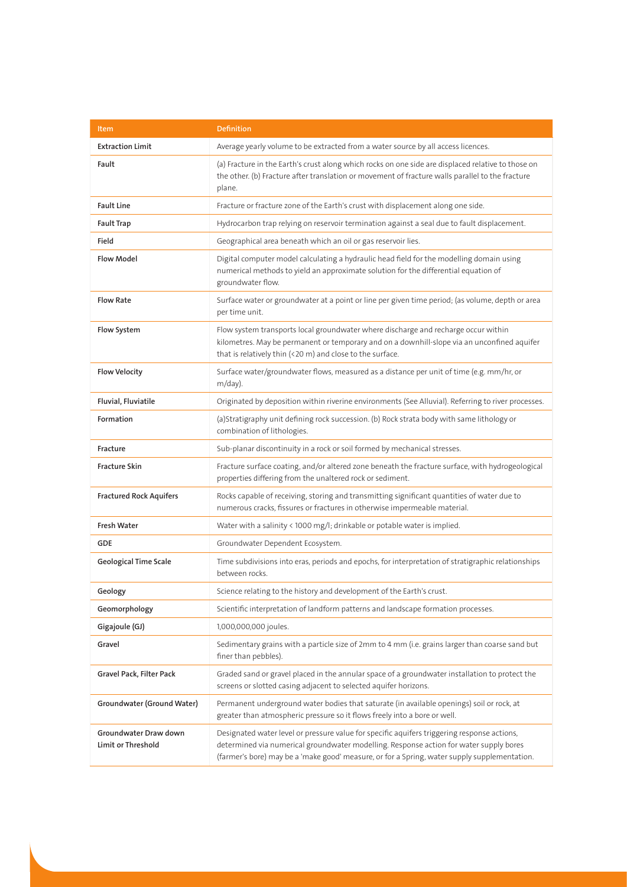| Item | Definition |
| --- | --- |
| **Extraction Limit** | Average yearly volume to be extracted from a water source by all access licences. |
| **Fault** | (a) Fracture in the Earth's crust along which rocks on one side are displaced relative to those on the other. (b) Fracture after translation or movement of fracture walls parallel to the fracture plane. |
| **Fault Line** | Fracture or fracture zone of the Earth's crust with displacement along one side. |
| **Fault Trap** | Hydrocarbon trap relying on reservoir termination against a seal due to fault displacement. |
| **Field** | Geographical area beneath which an oil or gas reservoir lies. |
| **Flow Model** | Digital computer model calculating a hydraulic head field for the modelling domain using numerical methods to yield an approximate solution for the differential equation of groundwater flow. |
| **Flow Rate** | Surface water or groundwater at a point or line per given time period; (as volume, depth or area per time unit. |
| **Flow System** | Flow system transports local groundwater where discharge and recharge occur within kilometres. May be permanent or temporary and on a downhill-slope via an unconfined aquifer that is relatively thin (<20 m) and close to the surface. |
| **Flow Velocity** | Surface water/groundwater flows, measured as a distance per unit of time (e.g. mm/hr, or m/day). |
| **Fluvial, Fluviatile** | Originated by deposition within riverine environments (See Alluvial). Referring to river processes. |
| **Formation** | (a)Stratigraphy unit defining rock succession. (b) Rock strata body with same lithology or combination of lithologies. |
| **Fracture** | Sub-planar discontinuity in a rock or soil formed by mechanical stresses. |
| **Fracture Skin** | Fracture surface coating, and/or altered zone beneath the fracture surface, with hydrogeological properties differing from the unaltered rock or sediment. |
| **Fractured Rock Aquifers** | Rocks capable of receiving, storing and transmitting significant quantities of water due to numerous cracks, fissures or fractures in otherwise impermeable material. |
| **Fresh Water** | Water with a salinity < 1000 mg/l; drinkable or potable water is implied. |
| **GDE** | Groundwater Dependent Ecosystem. |
| **Geological Time Scale** | Time subdivisions into eras, periods and epochs, for interpretation of stratigraphic relationships between rocks. |
| **Geology** | Science relating to the history and development of the Earth's crust. |
| **Geomorphology** | Scientific interpretation of landform patterns and landscape formation processes. |
| **Gigajoule (GJ)** | 1,000,000,000 joules. |
| **Gravel** | Sedimentary grains with a particle size of 2mm to 4 mm (i.e. grains larger than coarse sand but finer than pebbles). |
| **Gravel Pack, Filter Pack** | Graded sand or gravel placed in the annular space of a groundwater installation to protect the screens or slotted casing adjacent to selected aquifer horizons. |
| **Groundwater (Ground Water)** | Permanent underground water bodies that saturate (in available openings) soil or rock, at greater than atmospheric pressure so it flows freely into a bore or well. |
| **Groundwater Draw down Limit or Threshold** | Designated water level or pressure value for specific aquifers triggering response actions, determined via numerical groundwater modelling. Response action for water supply bores (farmer's bore) may be a 'make good' measure, or for a Spring, water supply supplementation. |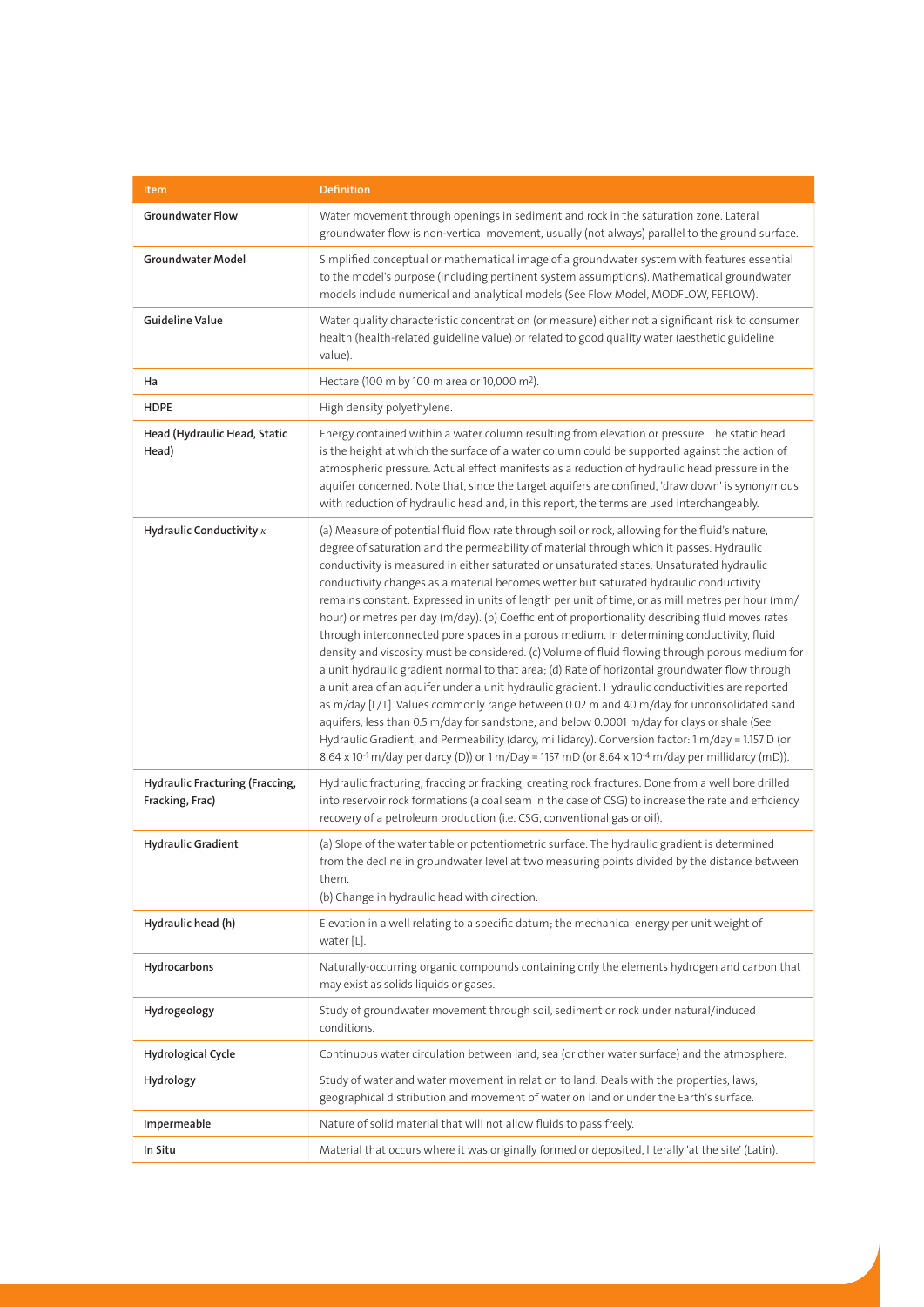| Item | Definition |
| --- | --- |
| **Groundwater Flow** | Water movement through openings in sediment and rock in the saturation zone. Lateral groundwater flow is non-vertical movement, usually (not always) parallel to the ground surface. |
| **Groundwater Model** | Simplified conceptual or mathematical image of a groundwater system with features essential to the model's purpose (including pertinent system assumptions). Mathematical groundwater models include numerical and analytical models (See Flow Model, MODFLOW, FEFLOW). |
| **Guideline Value** | Water quality characteristic concentration (or measure) either not a significant risk to consumer health (health-related guideline value) or related to good quality water (aesthetic guideline value). |
| **Ha** | Hectare (100 m by 100 m area or 10,000 $m^2$). |
| **HDPE** | High density polyethylene. |
| **Head (Hydraulic Head, Static Head)** | Energy contained within a water column resulting from elevation or pressure. The static head is the height at which the surface of a water column could be supported against the action of atmospheric pressure. Actual effect manifests as a reduction of hydraulic head pressure in the aquifer concerned. Note that, since the target aquifers are confined, 'draw down' is synonymous with reduction of hydraulic head and, in this report, the terms are used interchangeably. |
| **Hydraulic Conductivity $\kappa$** | (a) Measure of potential fluid flow rate through soil or rock, allowing for the fluid's nature, degree of saturation and the permeability of material through which it passes. Hydraulic conductivity is measured in either saturated or unsaturated states. Unsaturated hydraulic conductivity changes as a material becomes wetter but saturated hydraulic conductivity remains constant. Expressed in units of length per unit of time, or as millimetres per hour (mm/hour) or metres per day (m/day). (b) Coefficient of proportionality describing fluid moves rates through interconnected pore spaces in a porous medium. In determining conductivity, fluid density and viscosity must be considered. (c) Volume of fluid flowing through porous medium for a unit hydraulic gradient normal to that area; (d) Rate of horizontal groundwater flow through a unit area of an aquifer under a unit hydraulic gradient. Hydraulic conductivities are reported as m/day [L/T]. Values commonly range between 0.02 m and 40 m/day for unconsolidated sand aquifers, less than 0.5 m/day for sandstone, and below 0.0001 m/day for clays or shale (See Hydraulic Gradient, and Permeability (darcy, millidarcy). Conversion factor: 1 m/day = 1.157 D (or $8.64 \times 10^{-1}$ m/day per darcy (D)) or 1 m/Day = 1157 mD (or $8.64 \times 10^{-4}$ m/day per millidarcy (mD)). |
| **Hydraulic Fracturing (Fraccing, Fracking, Frac)** | Hydraulic fracturing, fraccing or fracking, creating rock fractures. Done from a well bore drilled into reservoir rock formations (a coal seam in the case of CSG) to increase the rate and efficiency recovery of a petroleum production (i.e. CSG, conventional gas or oil). |
| **Hydraulic Gradient** | (a) Slope of the water table or potentiometric surface. The hydraulic gradient is determined from the decline in groundwater level at two measuring points divided by the distance between them.<br>(b) Change in hydraulic head with direction. |
| **Hydraulic head (h)** | Elevation in a well relating to a specific datum; the mechanical energy per unit weight of water [L]. |
| **Hydrocarbons** | Naturally-occurring organic compounds containing only the elements hydrogen and carbon that may exist as solids liquids or gases. |
| **Hydrogeology** | Study of groundwater movement through soil, sediment or rock under natural/induced conditions. |
| **Hydrological Cycle** | Continuous water circulation between land, sea (or other water surface) and the atmosphere. |
| **Hydrology** | Study of water and water movement in relation to land. Deals with the properties, laws, geographical distribution and movement of water on land or under the Earth's surface. |
| **Impermeable** | Nature of solid material that will not allow fluids to pass freely. |
| **In Situ** | Material that occurs where it was originally formed or deposited, literally 'at the site' (Latin). |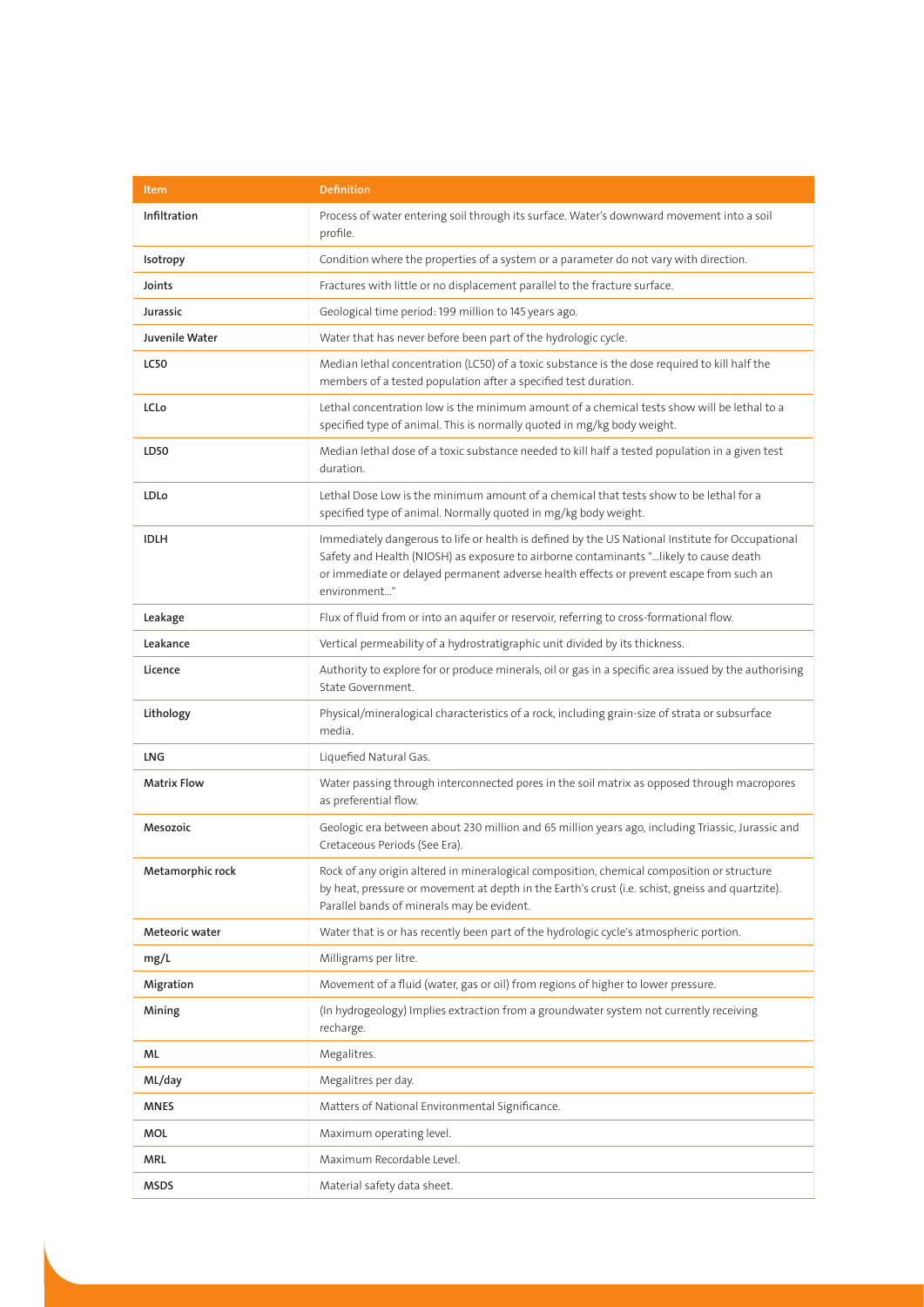| Item | Definition |
|---|---|
| Infiltration | Process of water entering soil through its surface. Water's downward movement into a soil profile. |
| Isotropy | Condition where the properties of a system or a parameter do not vary with direction. |
| Joints | Fractures with little or no displacement parallel to the fracture surface. |
| Jurassic | Geological time period: 199 million to 145 years ago. |
| Juvenile Water | Water that has never before been part of the hydrologic cycle. |
| LC50 | Median lethal concentration (LC50) of a toxic substance is the dose required to kill half the members of a tested population after a specified test duration. |
| LCLo | Lethal concentration low is the minimum amount of a chemical tests show will be lethal to a specified type of animal. This is normally quoted in mg/kg body weight. |
| LD50 | Median lethal dose of a toxic substance needed to kill half a tested population in a given test duration. |
| LDLo | Lethal Dose Low is the minimum amount of a chemical that tests show to be lethal for a specified type of animal. Normally quoted in mg/kg body weight. |
| IDLH | Immediately dangerous to life or health is defined by the US National Institute for Occupational Safety and Health (NIOSH) as exposure to airborne contaminants "...likely to cause death or immediate or delayed permanent adverse health effects or prevent escape from such an environment..." |
| Leakage | Flux of fluid from or into an aquifer or reservoir, referring to cross-formational flow. |
| Leakance | Vertical permeability of a hydrostratigraphic unit divided by its thickness. |
| Licence | Authority to explore for or produce minerals, oil or gas in a specific area issued by the authorising State Government. |
| Lithology | Physical/mineralogical characteristics of a rock, including grain-size of strata or subsurface media. |
| LNG | Liquefied Natural Gas. |
| Matrix Flow | Water passing through interconnected pores in the soil matrix as opposed through macropores as preferential flow. |
| Mesozoic | Geologic era between about 230 million and 65 million years ago, including Triassic, Jurassic and Cretaceous Periods (See Era). |
| Metamorphic rock | Rock of any origin altered in mineralogical composition, chemical composition or structure by heat, pressure or movement at depth in the Earth's crust (i.e. schist, gneiss and quartzite). Parallel bands of minerals may be evident. |
| Meteoric water | Water that is or has recently been part of the hydrologic cycle's atmospheric portion. |
| mg/L | Milligrams per litre. |
| Migration | Movement of a fluid (water, gas or oil) from regions of higher to lower pressure. |
| Mining | (In hydrogeology) Implies extraction from a groundwater system not currently receiving recharge. |
| ML | Megalitres. |
| ML/day | Megalitres per day. |
| MNES | Matters of National Environmental Significance. |
| MOL | Maximum operating level. |
| MRL | Maximum Recordable Level. |
| MSDS | Material safety data sheet. |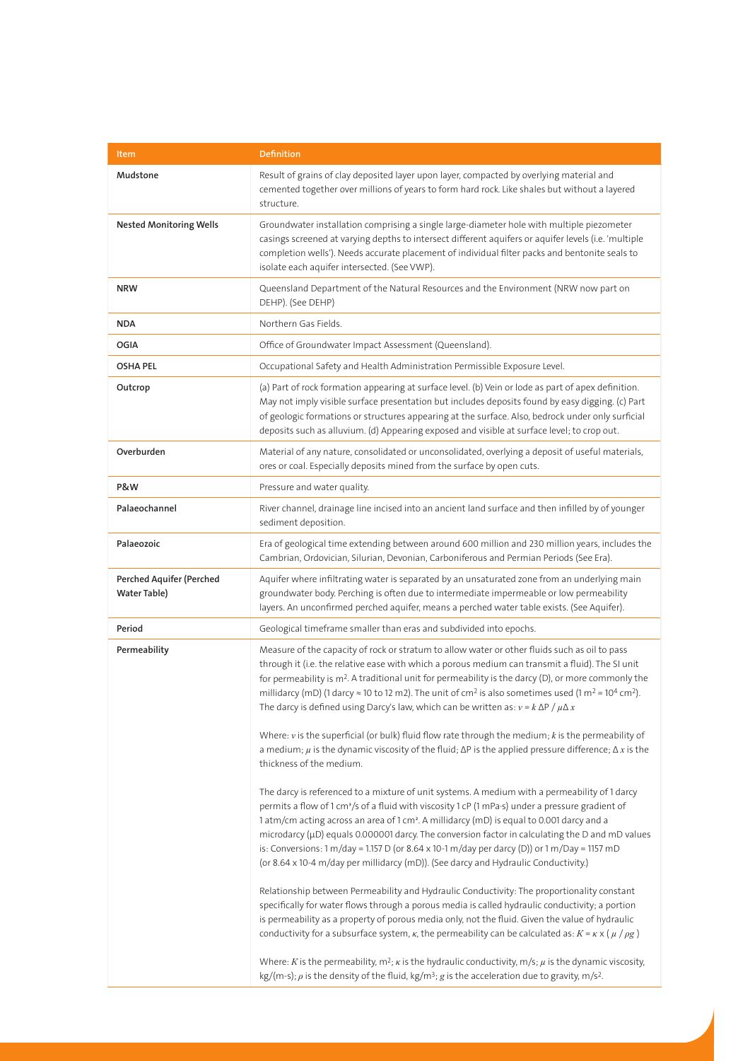| Item | Definition |
|---|---|
| **Mudstone** | Result of grains of clay deposited layer upon layer, compacted by overlying material and cemented together over millions of years to form hard rock. Like shales but without a layered structure. |
| **Nested Monitoring Wells** | Groundwater installation comprising a single large-diameter hole with multiple piezometer casings screened at varying depths to intersect different aquifers or aquifer levels (i.e. 'multiple completion wells'). Needs accurate placement of individual filter packs and bentonite seals to isolate each aquifer intersected. (See VWP). |
| **NRW** | Queensland Department of the Natural Resources and the Environment (NRW now part on DEHP). (See DEHP) |
| **NDA** | Northern Gas Fields. |
| **OGIA** | Office of Groundwater Impact Assessment (Queensland). |
| **OSHA PEL** | Occupational Safety and Health Administration Permissible Exposure Level. |
| **Outcrop** | (a) Part of rock formation appearing at surface level. (b) Vein or lode as part of apex definition. May not imply visible surface presentation but includes deposits found by easy digging. (c) Part of geologic formations or structures appearing at the surface. Also, bedrock under only surficial deposits such as alluvium. (d) Appearing exposed and visible at surface level; to crop out. |
| **Overburden** | Material of any nature, consolidated or unconsolidated, overlying a deposit of useful materials, ores or coal. Especially deposits mined from the surface by open cuts. |
| **P&W** | Pressure and water quality. |
| **Palaeochannel** | River channel, drainage line incised into an ancient land surface and then infilled by of younger sediment deposition. |
| **Palaeozoic** | Era of geological time extending between around 600 million and 230 million years, includes the Cambrian, Ordovician, Silurian, Devonian, Carboniferous and Permian Periods (See Era). |
| **Perched Aquifer (Perched Water Table)** | Aquifer where infiltrating water is separated by an unsaturated zone from an underlying main groundwater body. Perching is often due to intermediate impermeable or low permeability layers. An unconfirmed perched aquifer, means a perched water table exists. (See Aquifer). |
| **Period** | Geological timeframe smaller than eras and subdivided into epochs. |
| **Permeability** | Measure of the capacity of rock or stratum to allow water or other fluids such as oil to pass through it (i.e. the relative ease with which a porous medium can transmit a fluid). The SI unit for permeability is $m^2$. A traditional unit for permeability is the darcy (D), or more commonly the millidarcy (mD) (1 darcy ≈ 10 to 12 m2). The unit of $cm^2$ is also sometimes used ($1\ m^2 = 10^4\ cm^2$). The darcy is defined using Darcy's law, which can be written as: $v = k\ \Delta P / \mu \Delta x$<br><br>Where: $v$ is the superficial (or bulk) fluid flow rate through the medium; $k$ is the permeability of a medium; $\mu$ is the dynamic viscosity of the fluid; $\Delta P$ is the applied pressure difference; $\Delta x$ is the thickness of the medium.<br><br>The darcy is referenced to a mixture of unit systems. A medium with a permeability of 1 darcy permits a flow of 1 $cm^3$/s of a fluid with viscosity 1 cP (1 mPa·s) under a pressure gradient of 1 atm/cm acting across an area of 1 $cm^2$. A millidarcy (mD) is equal to 0.001 darcy and a microdarcy (µD) equals 0.000001 darcy. The conversion factor in calculating the D and mD values is: Conversions: 1 m/day = 1.157 D (or 8.64 x 10-1 m/day per darcy (D)) or 1 m/Day = 1157 mD (or 8.64 x 10-4 m/day per millidarcy (mD)). (See darcy and Hydraulic Conductivity.)<br><br>Relationship between Permeability and Hydraulic Conductivity: The proportionality constant specifically for water flows through a porous media is called hydraulic conductivity; a portion is permeability as a property of porous media only, not the fluid. Given the value of hydraulic conductivity for a subsurface system, $\kappa$, the permeability can be calculated as: $K = \kappa \times (\mu / \rho g)$<br><br>Where: $K$ is the permeability, $m^2$; $\kappa$ is the hydraulic conductivity, m/s; $\mu$ is the dynamic viscosity, kg/(m·s); $\rho$ is the density of the fluid, kg/$m^3$; $g$ is the acceleration due to gravity, m/$s^2$. |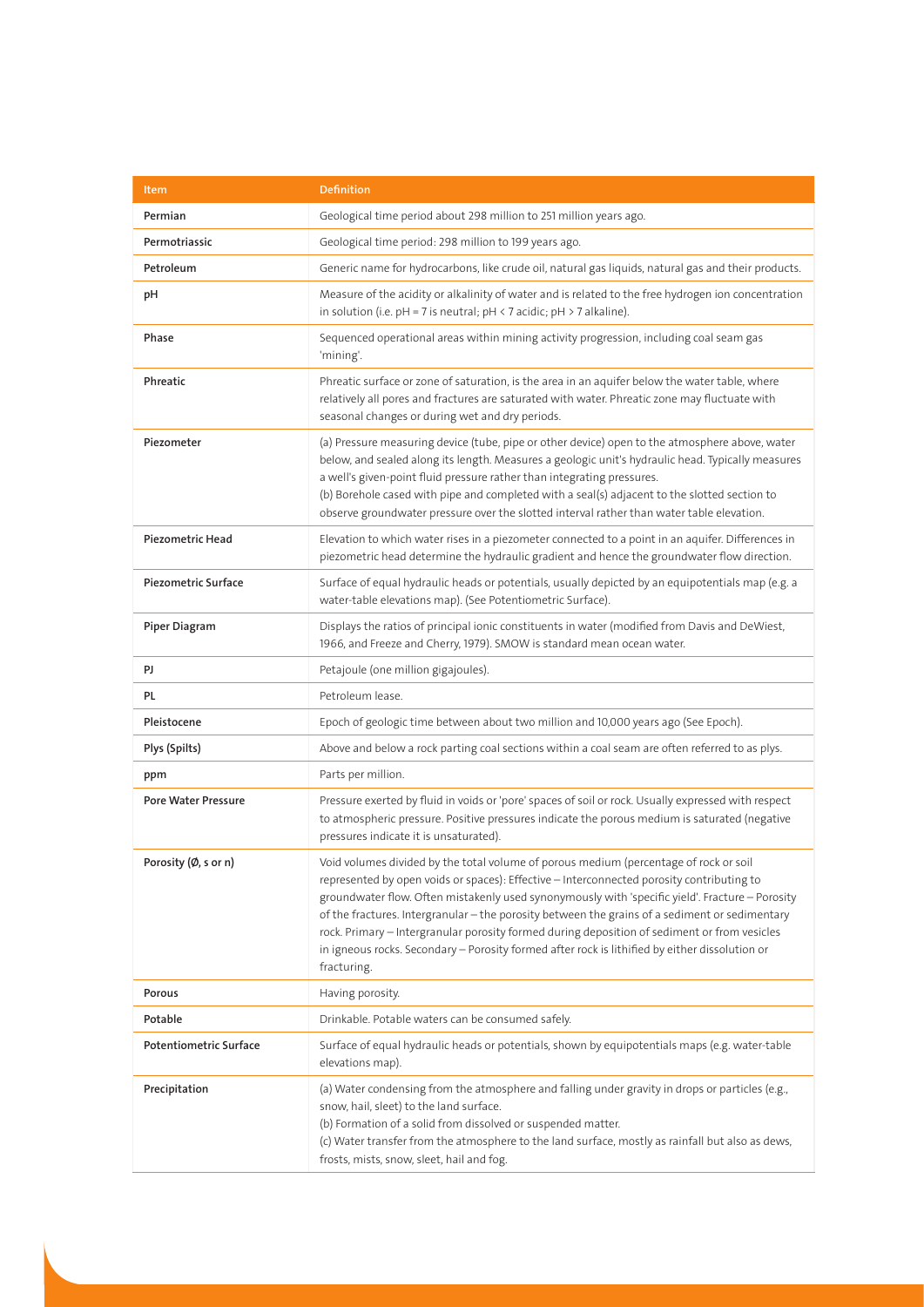| Item | Definition |
|---|---|
| **Permian** | Geological time period about 298 million to 251 million years ago. |
| **Permotriassic** | Geological time period: 298 million to 199 years ago. |
| **Petroleum** | Generic name for hydrocarbons, like crude oil, natural gas liquids, natural gas and their products. |
| **pH** | Measure of the acidity or alkalinity of water and is related to the free hydrogen ion concentration in solution (i.e. pH = 7 is neutral; pH < 7 acidic; pH > 7 alkaline). |
| **Phase** | Sequenced operational areas within mining activity progression, including coal seam gas 'mining'. |
| **Phreatic** | Phreatic surface or zone of saturation, is the area in an aquifer below the water table, where relatively all pores and fractures are saturated with water. Phreatic zone may fluctuate with seasonal changes or during wet and dry periods. |
| **Piezometer** | (a) Pressure measuring device (tube, pipe or other device) open to the atmosphere above, water below, and sealed along its length. Measures a geologic unit's hydraulic head. Typically measures a well's given-point fluid pressure rather than integrating pressures.<br>(b) Borehole cased with pipe and completed with a seal(s) adjacent to the slotted section to observe groundwater pressure over the slotted interval rather than water table elevation. |
| **Piezometric Head** | Elevation to which water rises in a piezometer connected to a point in an aquifer. Differences in piezometric head determine the hydraulic gradient and hence the groundwater flow direction. |
| **Piezometric Surface** | Surface of equal hydraulic heads or potentials, usually depicted by an equipotentials map (e.g. a water-table elevations map). (See Potentiometric Surface). |
| **Piper Diagram** | Displays the ratios of principal ionic constituents in water (modified from Davis and DeWiest, 1966, and Freeze and Cherry, 1979). SMOW is standard mean ocean water. |
| **PJ** | Petajoule (one million gigajoules). |
| **PL** | Petroleum lease. |
| **Pleistocene** | Epoch of geologic time between about two million and 10,000 years ago (See Epoch). |
| **Plys (Spilts)** | Above and below a rock parting coal sections within a coal seam are often referred to as plys. |
| **ppm** | Parts per million. |
| **Pore Water Pressure** | Pressure exerted by fluid in voids or 'pore' spaces of soil or rock. Usually expressed with respect to atmospheric pressure. Positive pressures indicate the porous medium is saturated (negative pressures indicate it is unsaturated). |
| **Porosity (Ø, s or n)** | Void volumes divided by the total volume of porous medium (percentage of rock or soil represented by open voids or spaces): Effective – Interconnected porosity contributing to groundwater flow. Often mistakenly used synonymously with 'specific yield'. Fracture – Porosity of the fractures. Intergranular – the porosity between the grains of a sediment or sedimentary rock. Primary – Intergranular porosity formed during deposition of sediment or from vesicles in igneous rocks. Secondary – Porosity formed after rock is lithified by either dissolution or fracturing. |
| **Porous** | Having porosity. |
| **Potable** | Drinkable. Potable waters can be consumed safely. |
| **Potentiometric Surface** | Surface of equal hydraulic heads or potentials, shown by equipotentials maps (e.g. water-table elevations map). |
| **Precipitation** | (a) Water condensing from the atmosphere and falling under gravity in drops or particles (e.g., snow, hail, sleet) to the land surface.<br>(b) Formation of a solid from dissolved or suspended matter.<br>(c) Water transfer from the atmosphere to the land surface, mostly as rainfall but also as dews, frosts, mists, snow, sleet, hail and fog. |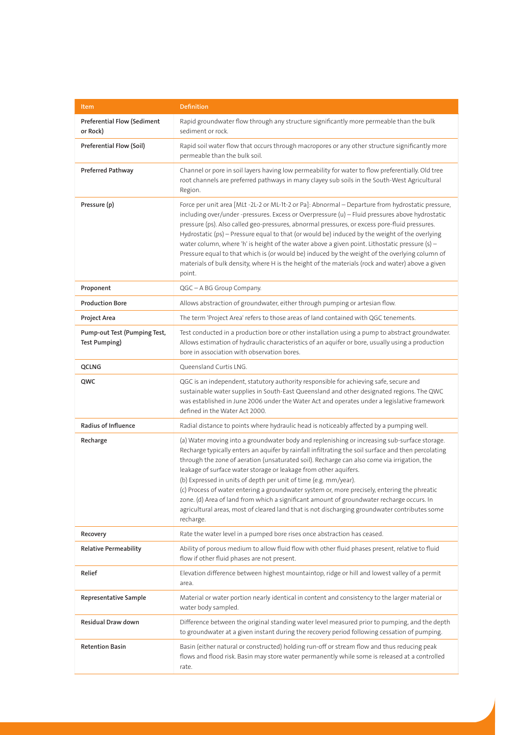| Item | Definition |
|---|---|
| **Preferential Flow (Sediment or Rock)** | Rapid groundwater flow through any structure significantly more permeable than the bulk sediment or rock. |
| **Preferential Flow (Soil)** | Rapid soil water flow that occurs through macropores or any other structure significantly more permeable than the bulk soil. |
| **Preferred Pathway** | Channel or pore in soil layers having low permeability for water to flow preferentially. Old tree root channels are preferred pathways in many clayey sub soils in the South-West Agricultural Region. |
| **Pressure (p)** | Force per unit area [MLt -2L-2 or ML-1t-2 or Pa]: Abnormal – Departure from hydrostatic pressure, including over/under -pressures. Excess or Overpressure (u) – Fluid pressures above hydrostatic pressure (ps). Also called geo-pressures, abnormal pressures, or excess pore-fluid pressures. Hydrostatic (ps) – Pressure equal to that (or would be) induced by the weight of the overlying water column, where 'h' is height of the water above a given point. Lithostatic pressure (s) – Pressure equal to that which is (or would be) induced by the weight of the overlying column of materials of bulk density, where H is the height of the materials (rock and water) above a given point. |
| **Proponent** | QGC – A BG Group Company. |
| **Production Bore** | Allows abstraction of groundwater, either through pumping or artesian flow. |
| **Project Area** | The term 'Project Area' refers to those areas of land contained with QGC tenements. |
| **Pump-out Test (Pumping Test, Test Pumping)** | Test conducted in a production bore or other installation using a pump to abstract groundwater. Allows estimation of hydraulic characteristics of an aquifer or bore, usually using a production bore in association with observation bores. |
| **QCLNG** | Queensland Curtis LNG. |
| **QWC** | QGC is an independent, statutory authority responsible for achieving safe, secure and sustainable water supplies in South-East Queensland and other designated regions. The QWC was established in June 2006 under the Water Act and operates under a legislative framework defined in the Water Act 2000. |
| **Radius of Influence** | Radial distance to points where hydraulic head is noticeably affected by a pumping well. |
| **Recharge** | (a) Water moving into a groundwater body and replenishing or increasing sub-surface storage. Recharge typically enters an aquifer by rainfall infiltrating the soil surface and then percolating through the zone of aeration (unsaturated soil). Recharge can also come via irrigation, the leakage of surface water storage or leakage from other aquifers.<br>(b) Expressed in units of depth per unit of time (e.g. mm/year).<br>(c) Process of water entering a groundwater system or, more precisely, entering the phreatic zone. (d) Area of land from which a significant amount of groundwater recharge occurs. In agricultural areas, most of cleared land that is not discharging groundwater contributes some recharge. |
| **Recovery** | Rate the water level in a pumped bore rises once abstraction has ceased. |
| **Relative Permeability** | Ability of porous medium to allow fluid flow with other fluid phases present, relative to fluid flow if other fluid phases are not present. |
| **Relief** | Elevation difference between highest mountaintop, ridge or hill and lowest valley of a permit area. |
| **Representative Sample** | Material or water portion nearly identical in content and consistency to the larger material or water body sampled. |
| **Residual Draw down** | Difference between the original standing water level measured prior to pumping, and the depth to groundwater at a given instant during the recovery period following cessation of pumping. |
| **Retention Basin** | Basin (either natural or constructed) holding run-off or stream flow and thus reducing peak flows and flood risk. Basin may store water permanently while some is released at a controlled rate. |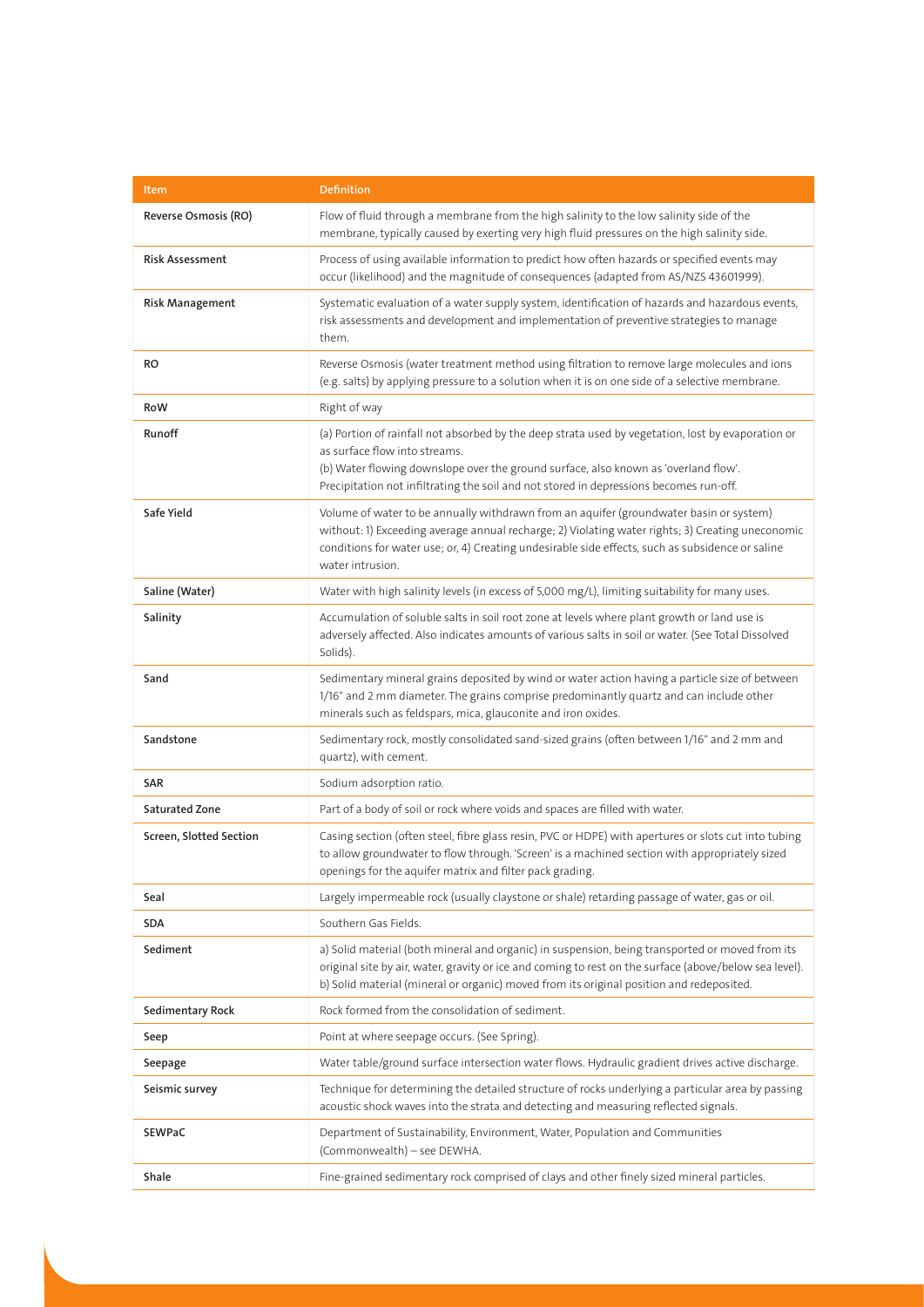| Item | Definition |
|---|---|
| **Reverse Osmosis (RO)** | Flow of fluid through a membrane from the high salinity to the low salinity side of the membrane, typically caused by exerting very high fluid pressures on the high salinity side. |
| **Risk Assessment** | Process of using available information to predict how often hazards or specified events may occur (likelihood) and the magnitude of consequences (adapted from AS/NZS 43601999). |
| **Risk Management** | Systematic evaluation of a water supply system, identification of hazards and hazardous events, risk assessments and development and implementation of preventive strategies to manage them. |
| **RO** | Reverse Osmosis (water treatment method using filtration to remove large molecules and ions (e.g. salts) by applying pressure to a solution when it is on one side of a selective membrane. |
| **RoW** | Right of way |
| **Runoff** | (a) Portion of rainfall not absorbed by the deep strata used by vegetation, lost by evaporation or as surface flow into streams.<br>(b) Water flowing downslope over the ground surface, also known as 'overland flow'. Precipitation not infiltrating the soil and not stored in depressions becomes run-off. |
| **Safe Yield** | Volume of water to be annually withdrawn from an aquifer (groundwater basin or system) without: 1) Exceeding average annual recharge; 2) Violating water rights; 3) Creating uneconomic conditions for water use; or, 4) Creating undesirable side effects, such as subsidence or saline water intrusion. |
| **Saline (Water)** | Water with high salinity levels (in excess of 5,000 mg/L), limiting suitability for many uses. |
| **Salinity** | Accumulation of soluble salts in soil root zone at levels where plant growth or land use is adversely affected. Also indicates amounts of various salts in soil or water. (See Total Dissolved Solids). |
| **Sand** | Sedimentary mineral grains deposited by wind or water action having a particle size of between 1/16" and 2 mm diameter. The grains comprise predominantly quartz and can include other minerals such as feldspars, mica, glauconite and iron oxides. |
| **Sandstone** | Sedimentary rock, mostly consolidated sand-sized grains (often between 1/16" and 2 mm and quartz), with cement. |
| **SAR** | Sodium adsorption ratio. |
| **Saturated Zone** | Part of a body of soil or rock where voids and spaces are filled with water. |
| **Screen, Slotted Section** | Casing section (often steel, fibre glass resin, PVC or HDPE) with apertures or slots cut into tubing to allow groundwater to flow through. 'Screen' is a machined section with appropriately sized openings for the aquifer matrix and filter pack grading. |
| **Seal** | Largely impermeable rock (usually claystone or shale) retarding passage of water, gas or oil. |
| **SDA** | Southern Gas Fields. |
| **Sediment** | a) Solid material (both mineral and organic) in suspension, being transported or moved from its original site by air, water, gravity or ice and coming to rest on the surface (above/below sea level).<br>b) Solid material (mineral or organic) moved from its original position and redeposited. |
| **Sedimentary Rock** | Rock formed from the consolidation of sediment. |
| **Seep** | Point at where seepage occurs. (See Spring). |
| **Seepage** | Water table/ground surface intersection water flows. Hydraulic gradient drives active discharge. |
| **Seismic survey** | Technique for determining the detailed structure of rocks underlying a particular area by passing acoustic shock waves into the strata and detecting and measuring reflected signals. |
| **SEWPaC** | Department of Sustainability, Environment, Water, Population and Communities (Commonwealth) – see DEWHA. |
| **Shale** | Fine-grained sedimentary rock comprised of clays and other finely sized mineral particles. |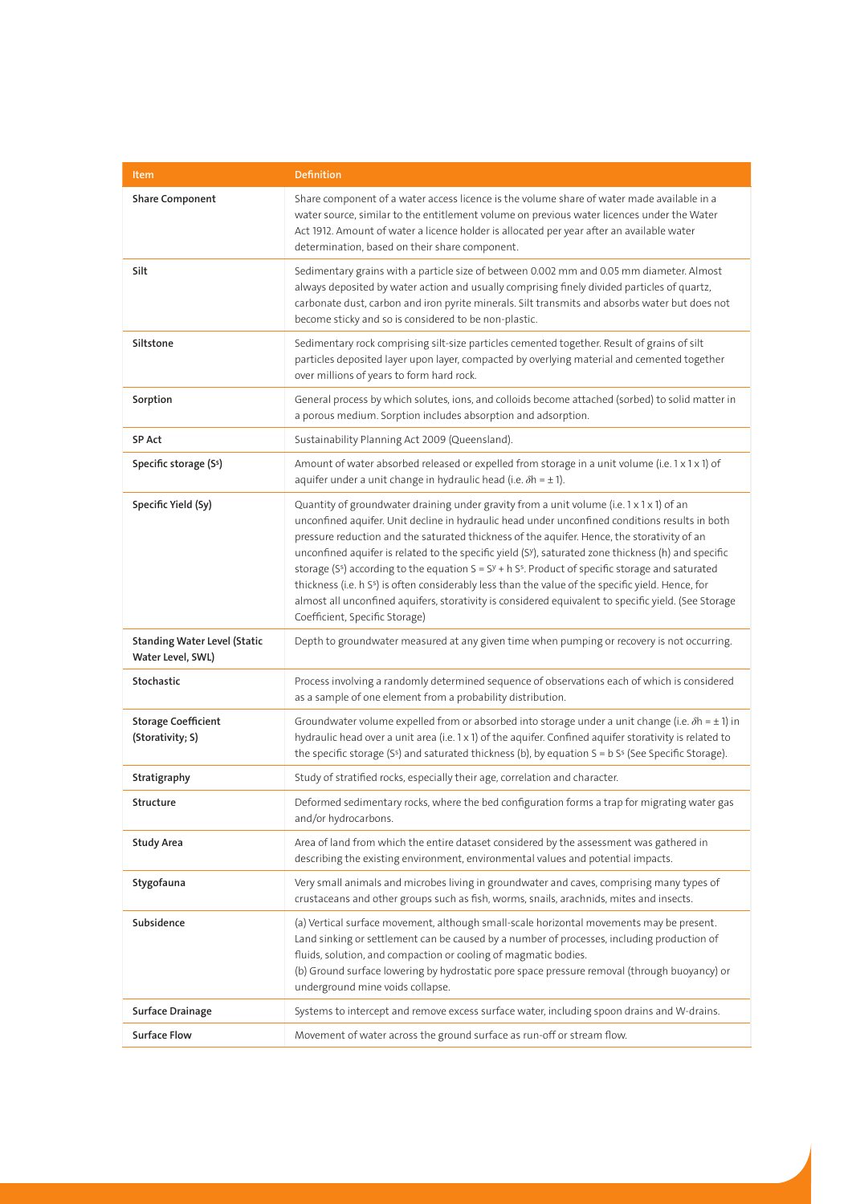| Item | Definition |
|---|---|
| **Share Component** | Share component of a water access licence is the volume share of water made available in a water source, similar to the entitlement volume on previous water licences under the Water Act 1912. Amount of water a licence holder is allocated per year after an available water determination, based on their share component. |
| **Silt** | Sedimentary grains with a particle size of between 0.002 mm and 0.05 mm diameter. Almost always deposited by water action and usually comprising finely divided particles of quartz, carbonate dust, carbon and iron pyrite minerals. Silt transmits and absorbs water but does not become sticky and so is considered to be non-plastic. |
| **Siltstone** | Sedimentary rock comprising silt-size particles cemented together. Result of grains of silt particles deposited layer upon layer, compacted by overlying material and cemented together over millions of years to form hard rock. |
| **Sorption** | General process by which solutes, ions, and colloids become attached (sorbed) to solid matter in a porous medium. Sorption includes absorption and adsorption. |
| **SP Act** | Sustainability Planning Act 2009 (Queensland). |
| **Specific storage ($S^s$)** | Amount of water absorbed released or expelled from storage in a unit volume (i.e. 1 x 1 x 1) of aquifer under a unit change in hydraulic head (i.e. $\delta h = \pm 1$). |
| **Specific Yield (Sy)** | Quantity of groundwater draining under gravity from a unit volume (i.e. 1 x 1 x 1) of an unconfined aquifer. Unit decline in hydraulic head under unconfined conditions results in both pressure reduction and the saturated thickness of the aquifer. Hence, the storativity of an unconfined aquifer is related to the specific yield ($S^y$), saturated zone thickness (h) and specific storage ($S^s$) according to the equation $S = S^y + h\,S^s$. Product of specific storage and saturated thickness (i.e. $h\,S^s$) is often considerably less than the value of the specific yield. Hence, for almost all unconfined aquifers, storativity is considered equivalent to specific yield. (See Storage Coefficient, Specific Storage) |
| **Standing Water Level (Static Water Level, SWL)** | Depth to groundwater measured at any given time when pumping or recovery is not occurring. |
| **Stochastic** | Process involving a randomly determined sequence of observations each of which is considered as a sample of one element from a probability distribution. |
| **Storage Coefficient (Storativity; S)** | Groundwater volume expelled from or absorbed into storage under a unit change (i.e. $\delta h = \pm 1$) in hydraulic head over a unit area (i.e. 1 x 1) of the aquifer. Confined aquifer storativity is related to the specific storage ($S^s$) and saturated thickness (b), by equation $S = b\,S^s$ (See Specific Storage). |
| **Stratigraphy** | Study of stratified rocks, especially their age, correlation and character. |
| **Structure** | Deformed sedimentary rocks, where the bed configuration forms a trap for migrating water gas and/or hydrocarbons. |
| **Study Area** | Area of land from which the entire dataset considered by the assessment was gathered in describing the existing environment, environmental values and potential impacts. |
| **Stygofauna** | Very small animals and microbes living in groundwater and caves, comprising many types of crustaceans and other groups such as fish, worms, snails, arachnids, mites and insects. |
| **Subsidence** | (a) Vertical surface movement, although small-scale horizontal movements may be present. Land sinking or settlement can be caused by a number of processes, including production of fluids, solution, and compaction or cooling of magmatic bodies.<br>(b) Ground surface lowering by hydrostatic pore space pressure removal (through buoyancy) or underground mine voids collapse. |
| **Surface Drainage** | Systems to intercept and remove excess surface water, including spoon drains and W-drains. |
| **Surface Flow** | Movement of water across the ground surface as run-off or stream flow. |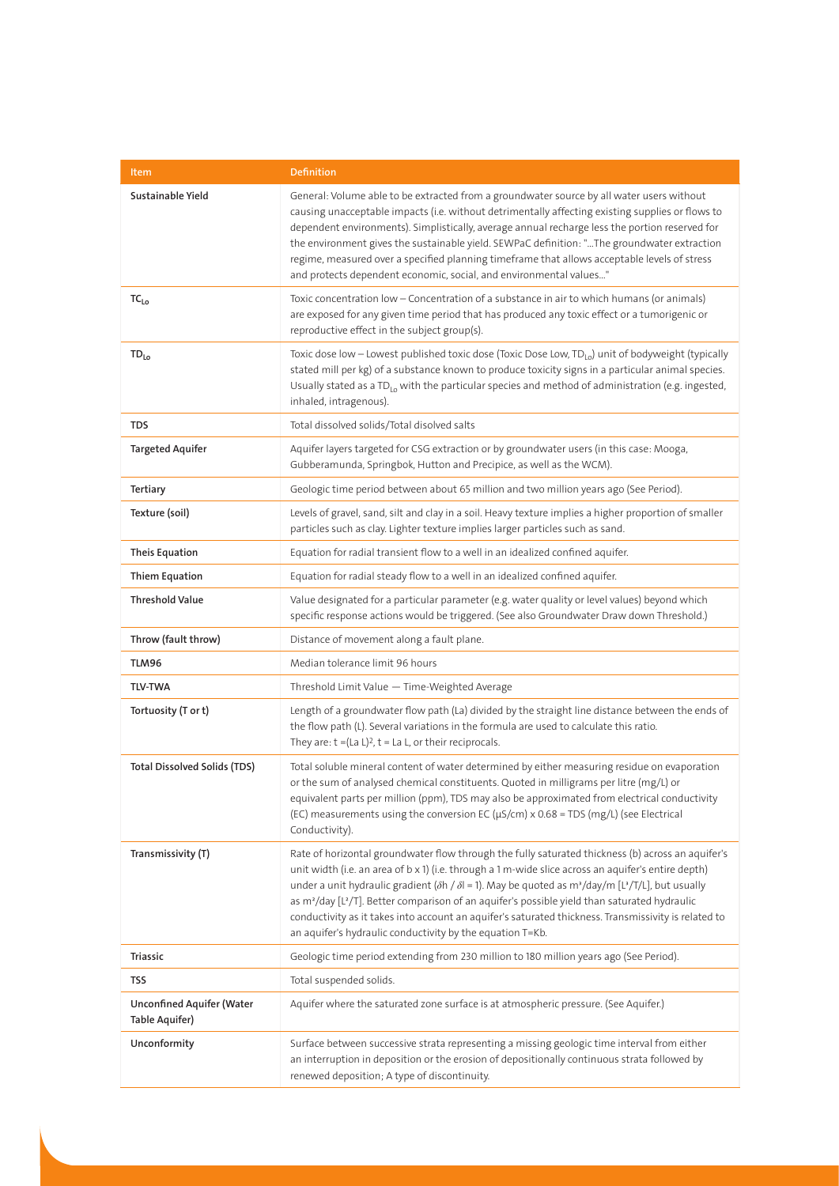| Item | Definition |
| --- | --- |
| **Sustainable Yield** | General: Volume able to be extracted from a groundwater source by all water users without causing unacceptable impacts (i.e. without detrimentally affecting existing supplies or flows to dependent environments). Simplistically, average annual recharge less the portion reserved for the environment gives the sustainable yield. SEWPaC definition: "...The groundwater extraction regime, measured over a specified planning timeframe that allows acceptable levels of stress and protects dependent economic, social, and environmental values..." |
| **$TC_{Lo}$** | Toxic concentration low – Concentration of a substance in air to which humans (or animals) are exposed for any given time period that has produced any toxic effect or a tumorigenic or reproductive effect in the subject group(s). |
| **$TD_{Lo}$** | Toxic dose low – Lowest published toxic dose (Toxic Dose Low, $TD_{Lo}$) unit of bodyweight (typically stated mill per kg) of a substance known to produce toxicity signs in a particular animal species. Usually stated as a $TD_{Lo}$ with the particular species and method of administration (e.g. ingested, inhaled, intragenous). |
| **TDS** | Total dissolved solids/Total disolved salts |
| **Targeted Aquifer** | Aquifer layers targeted for CSG extraction or by groundwater users (in this case: Mooga, Gubberamunda, Springbok, Hutton and Precipice, as well as the WCM). |
| **Tertiary** | Geologic time period between about 65 million and two million years ago (See Period). |
| **Texture (soil)** | Levels of gravel, sand, silt and clay in a soil. Heavy texture implies a higher proportion of smaller particles such as clay. Lighter texture implies larger particles such as sand. |
| **Theis Equation** | Equation for radial transient flow to a well in an idealized confined aquifer. |
| **Thiem Equation** | Equation for radial steady flow to a well in an idealized confined aquifer. |
| **Threshold Value** | Value designated for a particular parameter (e.g. water quality or level values) beyond which specific response actions would be triggered. (See also Groundwater Draw down Threshold.) |
| **Throw (fault throw)** | Distance of movement along a fault plane. |
| **TLM96** | Median tolerance limit 96 hours |
| **TLV-TWA** | Threshold Limit Value — Time-Weighted Average |
| **Tortuosity (T or t)** | Length of a groundwater flow path (La) divided by the straight line distance between the ends of the flow path (L). Several variations in the formula are used to calculate this ratio. They are: $t = (La\ L)^2$, $t = La\ L$, or their reciprocals. |
| **Total Dissolved Solids (TDS)** | Total soluble mineral content of water determined by either measuring residue on evaporation or the sum of analysed chemical constituents. Quoted in milligrams per litre (mg/L) or equivalent parts per million (ppm), TDS may also be approximated from electrical conductivity (EC) measurements using the conversion EC (µS/cm) x 0.68 = TDS (mg/L) (see Electrical Conductivity). |
| **Transmissivity (T)** | Rate of horizontal groundwater flow through the fully saturated thickness (b) across an aquifer's unit width (i.e. an area of b x 1) (i.e. through a 1 m-wide slice across an aquifer's entire depth) under a unit hydraulic gradient ($\delta h / \delta l = 1$). May be quoted as $m^3$/day/m [$L^3/T/L$], but usually as $m^2$/day [$L^2/T$]. Better comparison of an aquifer's possible yield than saturated hydraulic conductivity as it takes into account an aquifer's saturated thickness. Transmissivity is related to an aquifer's hydraulic conductivity by the equation $T=Kb$. |
| **Triassic** | Geologic time period extending from 230 million to 180 million years ago (See Period). |
| **TSS** | Total suspended solids. |
| **Unconfined Aquifer (Water Table Aquifer)** | Aquifer where the saturated zone surface is at atmospheric pressure. (See Aquifer.) |
| **Unconformity** | Surface between successive strata representing a missing geologic time interval from either an interruption in deposition or the erosion of depositionally continuous strata followed by renewed deposition; A type of discontinuity. |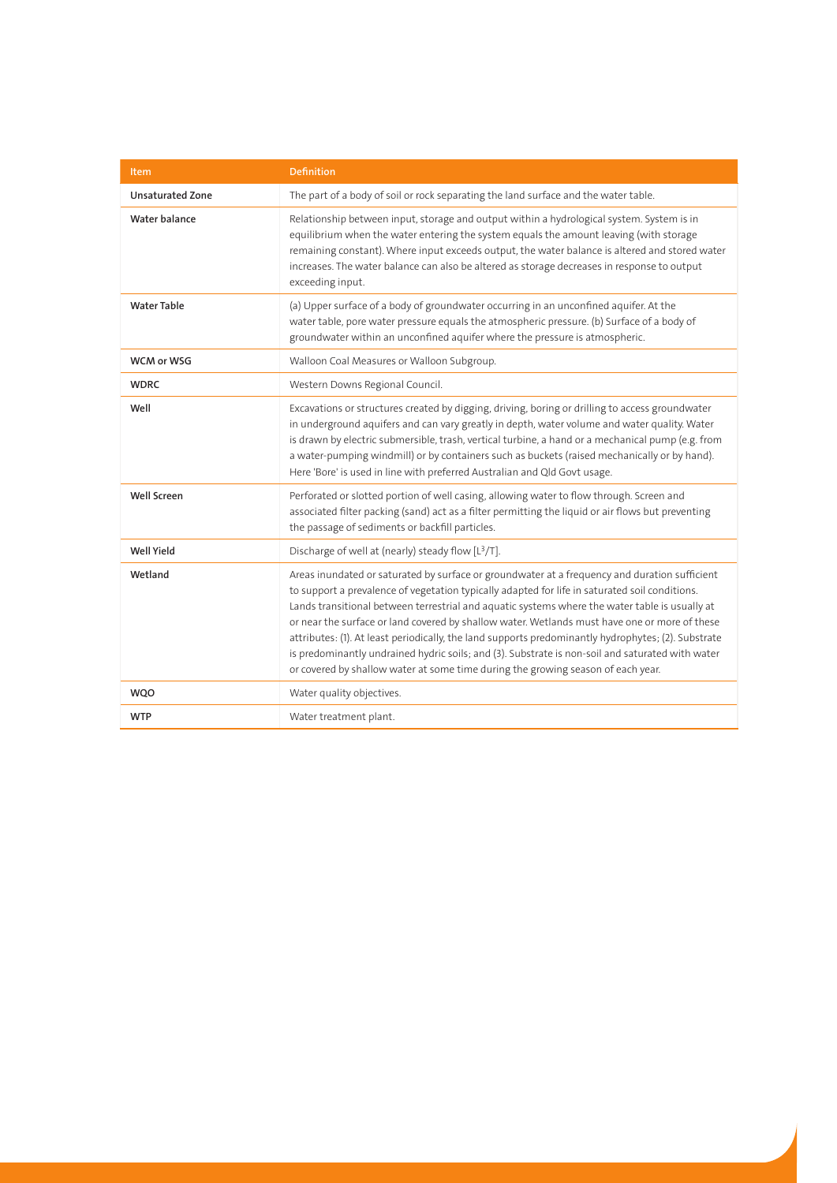| Item | Definition |
|---|---|
| **Unsaturated Zone** | The part of a body of soil or rock separating the land surface and the water table. |
| **Water balance** | Relationship between input, storage and output within a hydrological system. System is in equilibrium when the water entering the system equals the amount leaving (with storage remaining constant). Where input exceeds output, the water balance is altered and stored water increases. The water balance can also be altered as storage decreases in response to output exceeding input. |
| **Water Table** | (a) Upper surface of a body of groundwater occurring in an unconfined aquifer. At the water table, pore water pressure equals the atmospheric pressure. (b) Surface of a body of groundwater within an unconfined aquifer where the pressure is atmospheric. |
| **WCM or WSG** | Walloon Coal Measures or Walloon Subgroup. |
| **WDRC** | Western Downs Regional Council. |
| **Well** | Excavations or structures created by digging, driving, boring or drilling to access groundwater in underground aquifers and can vary greatly in depth, water volume and water quality. Water is drawn by electric submersible, trash, vertical turbine, a hand or a mechanical pump (e.g. from a water-pumping windmill) or by containers such as buckets (raised mechanically or by hand). Here 'Bore' is used in line with preferred Australian and Qld Govt usage. |
| **Well Screen** | Perforated or slotted portion of well casing, allowing water to flow through. Screen and associated filter packing (sand) act as a filter permitting the liquid or air flows but preventing the passage of sediments or backfill particles. |
| **Well Yield** | Discharge of well at (nearly) steady flow [$L^3/T$]. |
| **Wetland** | Areas inundated or saturated by surface or groundwater at a frequency and duration sufficient to support a prevalence of vegetation typically adapted for life in saturated soil conditions. Lands transitional between terrestrial and aquatic systems where the water table is usually at or near the surface or land covered by shallow water. Wetlands must have one or more of these attributes: (1). At least periodically, the land supports predominantly hydrophytes; (2). Substrate is predominantly undrained hydric soils; and (3). Substrate is non-soil and saturated with water or covered by shallow water at some time during the growing season of each year. |
| **WQO** | Water quality objectives. |
| **WTP** | Water treatment plant. |